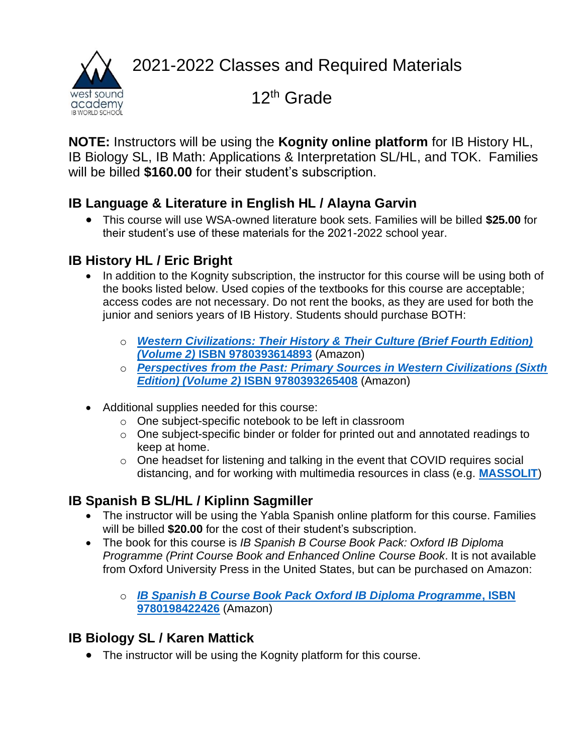# 2021-2022 Classes and Required Materials

## 12th Grade

**NOTE:** Instructors will be using the **Kognity online platform** for IB History HL, IB Biology SL, IB Math: Applications & Interpretation SL/HL, and TOK. Families will be billed **$160.00** for their student's subscription.

### IB Language & Literature in English HL / Alayna Garvin

- This course will use WSA-owned literature book sets. Families will be billed **$25.00** for their student's use of these materials for the 2021-2022 school year.

### IB History HL / Eric Bright

- In addition to the Kognity subscription, the instructor for this course will be using both of the books listed below. Used copies of the textbooks for this course are acceptable; access codes are not necessary. Do not rent the books, as they are used for both the junior and seniors years of IB History. Students should purchase BOTH:
  - ***Western Civilizations: Their History & Their Culture (Brief Fourth Edition) (Volume 2)* ISBN 9780393614893** (Amazon)
  - ***Perspectives from the Past: Primary Sources in Western Civilizations (Sixth Edition) (Volume 2)* ISBN 9780393265408** (Amazon)
- Additional supplies needed for this course:
  - One subject-specific notebook to be left in classroom
  - One subject-specific binder or folder for printed out and annotated readings to keep at home.
  - One headset for listening and talking in the event that COVID requires social distancing, and for working with multimedia resources in class (e.g. **MASSOLIT**)

### IB Spanish B SL/HL / Kiplinn Sagmiller

- The instructor will be using the Yabla Spanish online platform for this course. Families will be billed **$20.00** for the cost of their student's subscription.
- The book for this course is *IB Spanish B Course Book Pack: Oxford IB Diploma Programme (Print Course Book and Enhanced Online Course Book*. It is not available from Oxford University Press in the United States, but can be purchased on Amazon:
  - ***IB Spanish B Course Book Pack Oxford IB Diploma Programme*, ISBN 9780198422426** (Amazon)

### IB Biology SL / Karen Mattick

- The instructor will be using the Kognity platform for this course.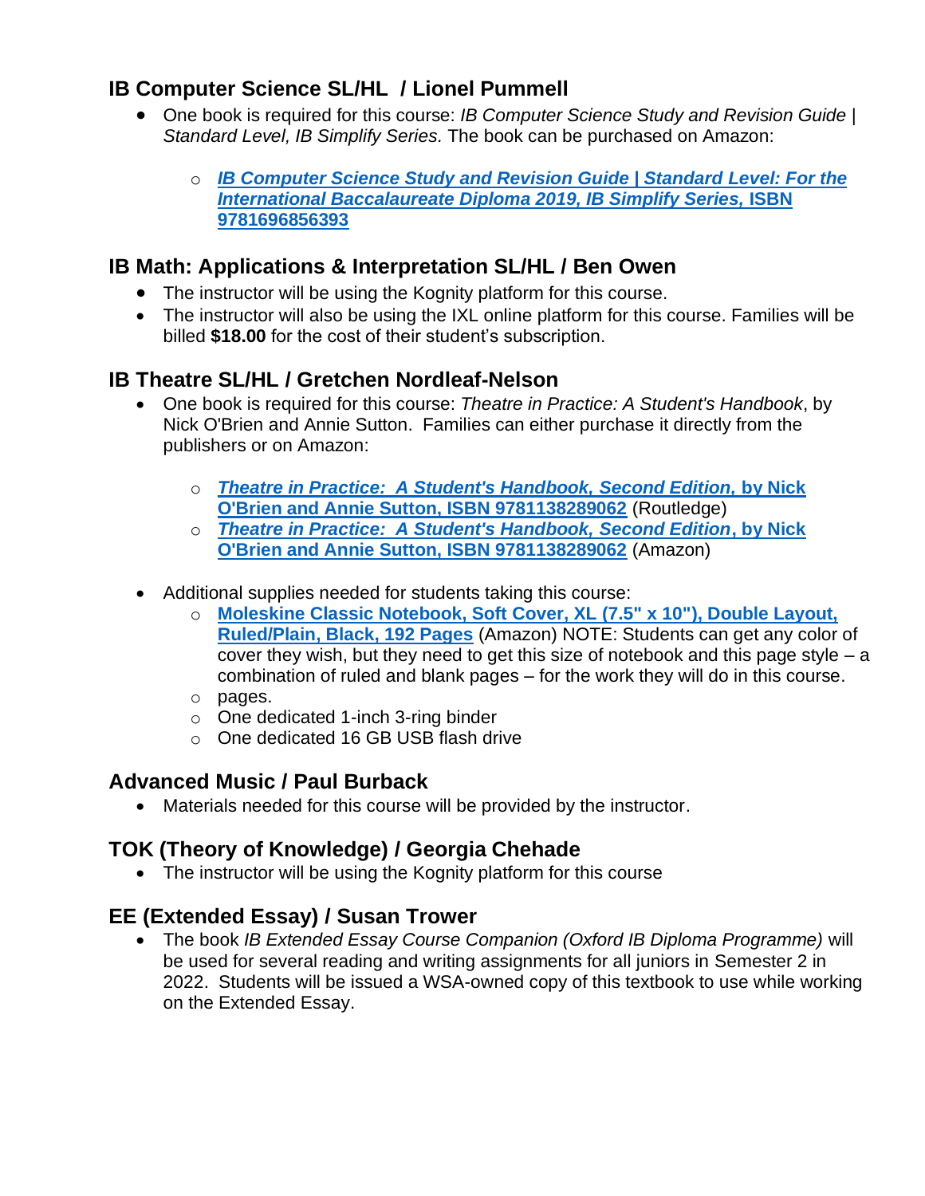## IB Computer Science SL/HL / Lionel Pummell

- One book is required for this course: *IB Computer Science Study and Revision Guide | Standard Level, IB Simplify Series.* The book can be purchased on Amazon:
    - ***IB Computer Science Study and Revision Guide | Standard Level: For the International Baccalaureate Diploma 2019, IB Simplify Series,* ISBN 9781696856393**

## IB Math: Applications & Interpretation SL/HL / Ben Owen

- The instructor will be using the Kognity platform for this course.
- The instructor will also be using the IXL online platform for this course. Families will be billed **$18.00** for the cost of their student's subscription.

## IB Theatre SL/HL / Gretchen Nordleaf-Nelson

- One book is required for this course: *Theatre in Practice: A Student's Handbook*, by Nick O'Brien and Annie Sutton. Families can either purchase it directly from the publishers or on Amazon:
    - ***Theatre in Practice: A Student's Handbook, Second Edition,* by Nick O'Brien and Annie Sutton, ISBN 9781138289062** (Routledge)
    - ***Theatre in Practice: A Student's Handbook, Second Edition*, by Nick O'Brien and Annie Sutton, ISBN 9781138289062** (Amazon)

- Additional supplies needed for students taking this course:
    - **Moleskine Classic Notebook, Soft Cover, XL (7.5" x 10"), Double Layout, Ruled/Plain, Black, 192 Pages** (Amazon) NOTE: Students can get any color of cover they wish, but they need to get this size of notebook and this page style – a combination of ruled and blank pages – for the work they will do in this course.
    - pages.
    - One dedicated 1-inch 3-ring binder
    - One dedicated 16 GB USB flash drive

## Advanced Music / Paul Burback

- Materials needed for this course will be provided by the instructor.

## TOK (Theory of Knowledge) / Georgia Chehade

- The instructor will be using the Kognity platform for this course

## EE (Extended Essay) / Susan Trower

- The book *IB Extended Essay Course Companion (Oxford IB Diploma Programme)* will be used for several reading and writing assignments for all juniors in Semester 2 in 2022. Students will be issued a WSA-owned copy of this textbook to use while working on the Extended Essay.